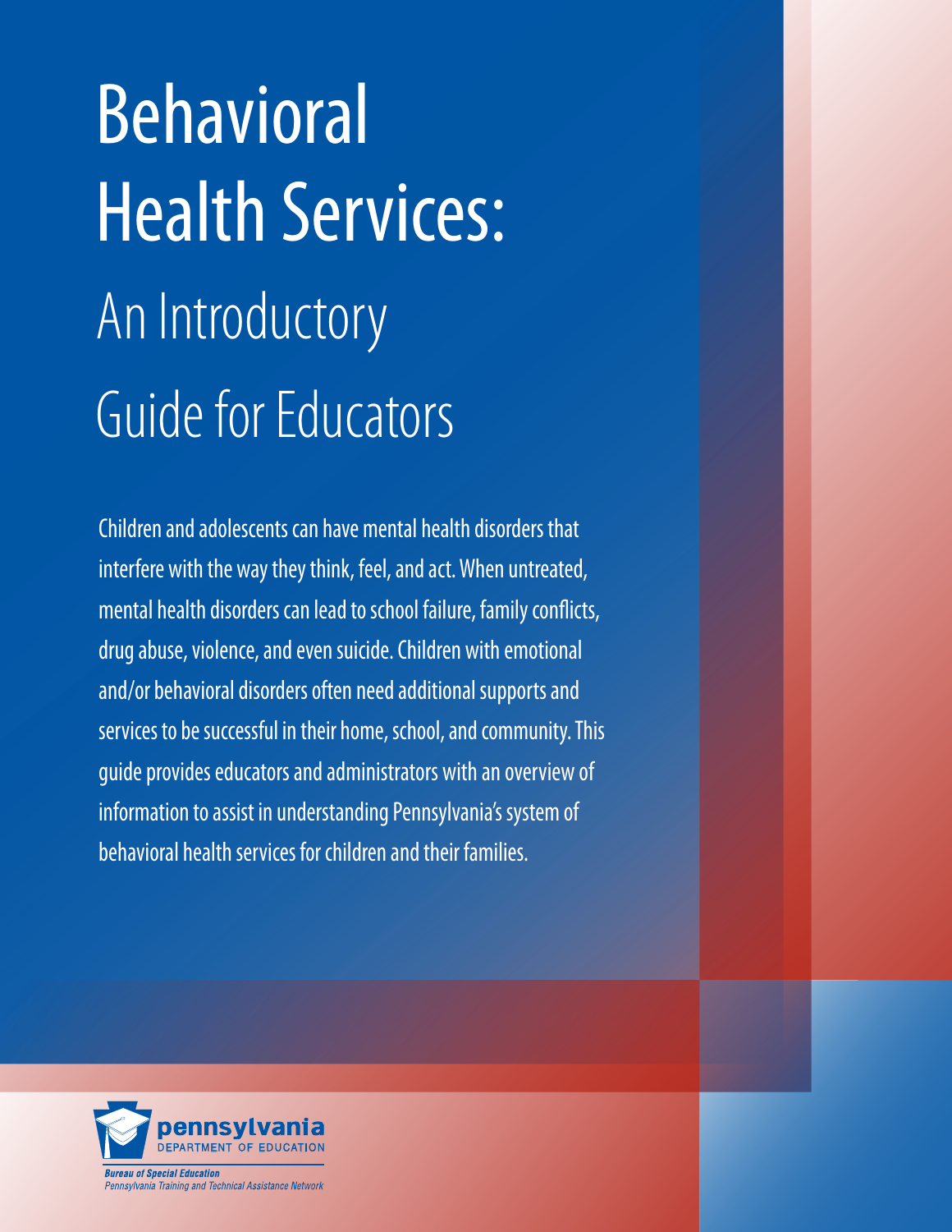# Behavioral Health Services:

## An Introductory Guide for Educators

Children and adolescents can have mental health disorders that interfere with the way they think, feel, and act. When untreated, mental health disorders can lead to school failure, family conflicts, drug abuse, violence, and even suicide. Children with emotional and/or behavioral disorders often need additional supports and services to be successful in their home, school, and community. This guide provides educators and administrators with an overview of information to assist in understanding Pennsylvania's system of behavioral health services for children and their families.

**pennsylvania**
DEPARTMENT OF EDUCATION

***Bureau of Special Education***
*Pennsylvania Training and Technical Assistance Network*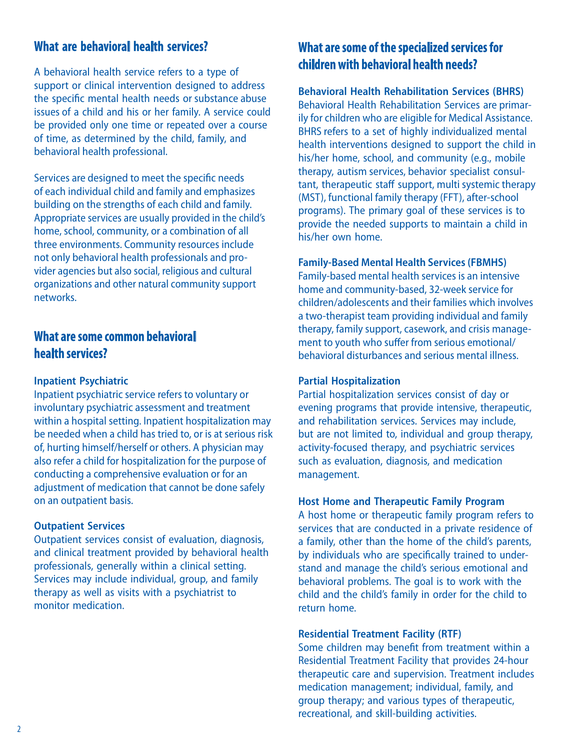## What are behavioral health services?

A behavioral health service refers to a type of support or clinical intervention designed to address the specific mental health needs or substance abuse issues of a child and his or her family. A service could be provided only one time or repeated over a course of time, as determined by the child, family, and behavioral health professional.

Services are designed to meet the specific needs of each individual child and family and emphasizes building on the strengths of each child and family. Appropriate services are usually provided in the child's home, school, community, or a combination of all three environments. Community resources include not only behavioral health professionals and provider agencies but also social, religious and cultural organizations and other natural community support networks.

## What are some common behavioral health services?

**Inpatient Psychiatric**
Inpatient psychiatric service refers to voluntary or involuntary psychiatric assessment and treatment within a hospital setting. Inpatient hospitalization may be needed when a child has tried to, or is at serious risk of, hurting himself/herself or others. A physician may also refer a child for hospitalization for the purpose of conducting a comprehensive evaluation or for an adjustment of medication that cannot be done safely on an outpatient basis.

**Outpatient Services**
Outpatient services consist of evaluation, diagnosis, and clinical treatment provided by behavioral health professionals, generally within a clinical setting. Services may include individual, group, and family therapy as well as visits with a psychiatrist to monitor medication.

## What are some of the specialized services for children with behavioral health needs?

**Behavioral Health Rehabilitation Services (BHRS)**
Behavioral Health Rehabilitation Services are primarily for children who are eligible for Medical Assistance. BHRS refers to a set of highly individualized mental health interventions designed to support the child in his/her home, school, and community (e.g., mobile therapy, autism services, behavior specialist consultant, therapeutic staff support, multi systemic therapy (MST), functional family therapy (FFT), after-school programs). The primary goal of these services is to provide the needed supports to maintain a child in his/her own home.

**Family-Based Mental Health Services (FBMHS)**
Family-based mental health services is an intensive home and community-based, 32-week service for children/adolescents and their families which involves a two-therapist team providing individual and family therapy, family support, casework, and crisis management to youth who suffer from serious emotional/ behavioral disturbances and serious mental illness.

**Partial Hospitalization**
Partial hospitalization services consist of day or evening programs that provide intensive, therapeutic, and rehabilitation services. Services may include, but are not limited to, individual and group therapy, activity-focused therapy, and psychiatric services such as evaluation, diagnosis, and medication management.

**Host Home and Therapeutic Family Program**
A host home or therapeutic family program refers to services that are conducted in a private residence of a family, other than the home of the child's parents, by individuals who are specifically trained to understand and manage the child's serious emotional and behavioral problems. The goal is to work with the child and the child's family in order for the child to return home.

**Residential Treatment Facility (RTF)**
Some children may benefit from treatment within a Residential Treatment Facility that provides 24-hour therapeutic care and supervision. Treatment includes medication management; individual, family, and group therapy; and various types of therapeutic, recreational, and skill-building activities.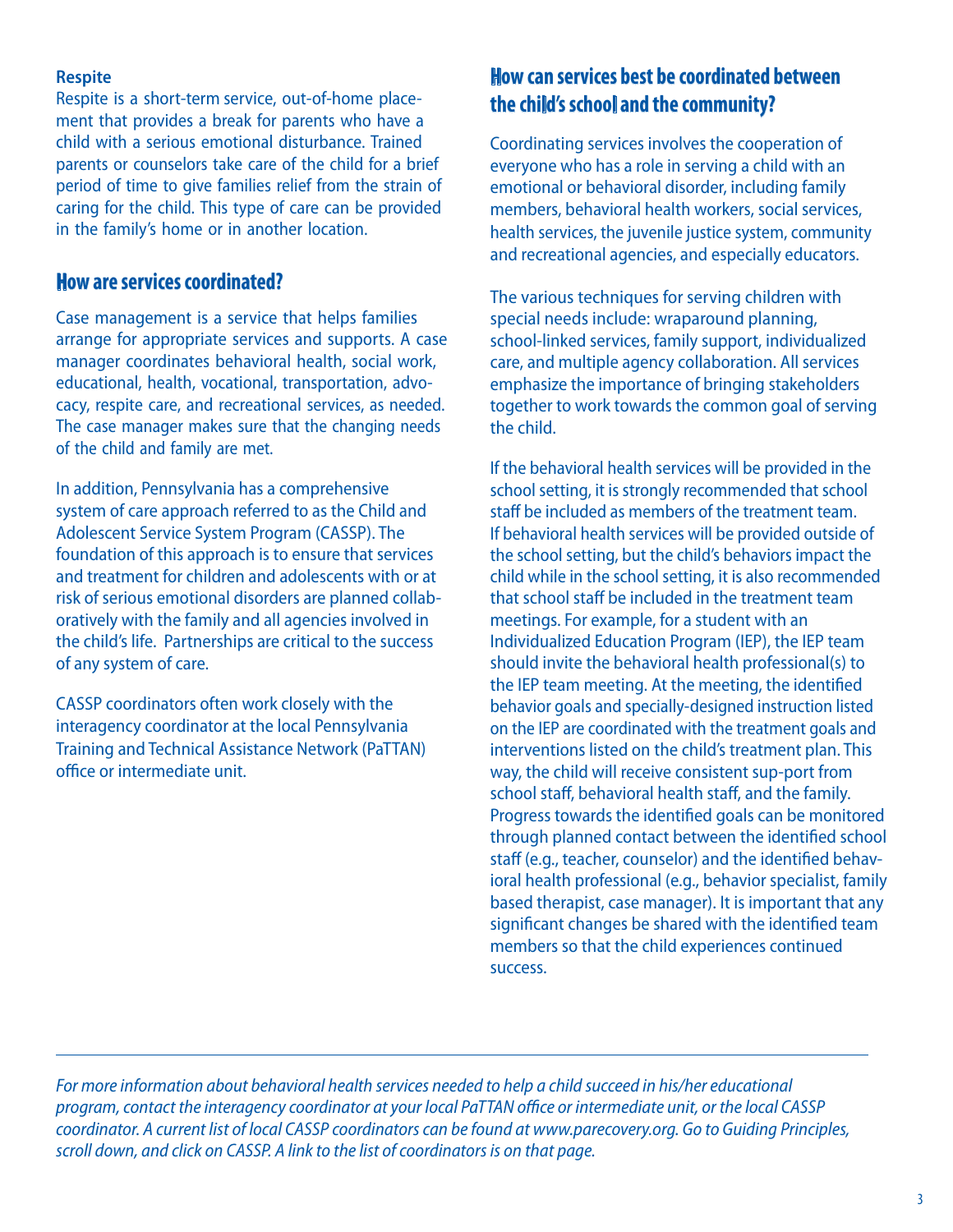**Respite**

Respite is a short-term service, out-of-home placement that provides a break for parents who have a child with a serious emotional disturbance. Trained parents or counselors take care of the child for a brief period of time to give families relief from the strain of caring for the child. This type of care can be provided in the family's home or in another location.

## How are services coordinated?

Case management is a service that helps families arrange for appropriate services and supports. A case manager coordinates behavioral health, social work, educational, health, vocational, transportation, advocacy, respite care, and recreational services, as needed. The case manager makes sure that the changing needs of the child and family are met.

In addition, Pennsylvania has a comprehensive system of care approach referred to as the Child and Adolescent Service System Program (CASSP). The foundation of this approach is to ensure that services and treatment for children and adolescents with or at risk of serious emotional disorders are planned collaboratively with the family and all agencies involved in the child's life. Partnerships are critical to the success of any system of care.

CASSP coordinators often work closely with the interagency coordinator at the local Pennsylvania Training and Technical Assistance Network (PaTTAN) office or intermediate unit.

## How can services best be coordinated between the child's school and the community?

Coordinating services involves the cooperation of everyone who has a role in serving a child with an emotional or behavioral disorder, including family members, behavioral health workers, social services, health services, the juvenile justice system, community and recreational agencies, and especially educators.

The various techniques for serving children with special needs include: wraparound planning, school-linked services, family support, individualized care, and multiple agency collaboration. All services emphasize the importance of bringing stakeholders together to work towards the common goal of serving the child.

If the behavioral health services will be provided in the school setting, it is strongly recommended that school staff be included as members of the treatment team. If behavioral health services will be provided outside of the school setting, but the child's behaviors impact the child while in the school setting, it is also recommended that school staff be included in the treatment team meetings. For example, for a student with an Individualized Education Program (IEP), the IEP team should invite the behavioral health professional(s) to the IEP team meeting. At the meeting, the identified behavior goals and specially-designed instruction listed on the IEP are coordinated with the treatment goals and interventions listed on the child's treatment plan. This way, the child will receive consistent sup-port from school staff, behavioral health staff, and the family. Progress towards the identified goals can be monitored through planned contact between the identified school staff (e.g., teacher, counselor) and the identified behavioral health professional (e.g., behavior specialist, family based therapist, case manager). It is important that any significant changes be shared with the identified team members so that the child experiences continued success.

---

*For more information about behavioral health services needed to help a child succeed in his/her educational program, contact the interagency coordinator at your local PaTTAN office or intermediate unit, or the local CASSP coordinator. A current list of local CASSP coordinators can be found at www.parecovery.org. Go to Guiding Principles, scroll down, and click on CASSP. A link to the list of coordinators is on that page.*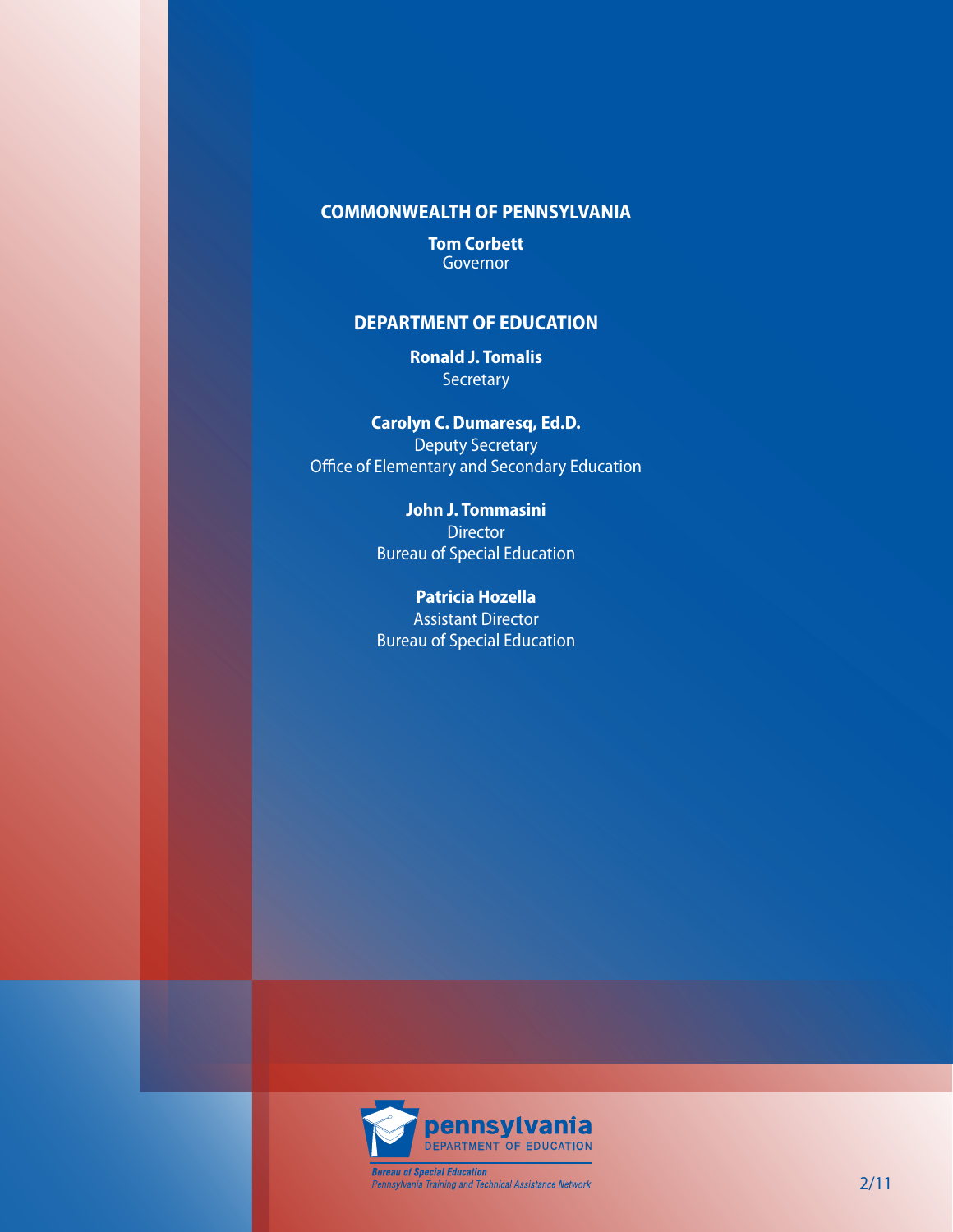**COMMONWEALTH OF PENNSYLVANIA**

**Tom Corbett**
Governor

**DEPARTMENT OF EDUCATION**

**Ronald J. Tomalis**
Secretary

**Carolyn C. Dumaresq, Ed.D.**
Deputy Secretary
Office of Elementary and Secondary Education

**John J. Tommasini**
Director
Bureau of Special Education

**Patricia Hozella**
Assistant Director
Bureau of Special Education

pennsylvania
DEPARTMENT OF EDUCATION

*Bureau of Special Education*
*Pennsylvania Training and Technical Assistance Network*

2/11